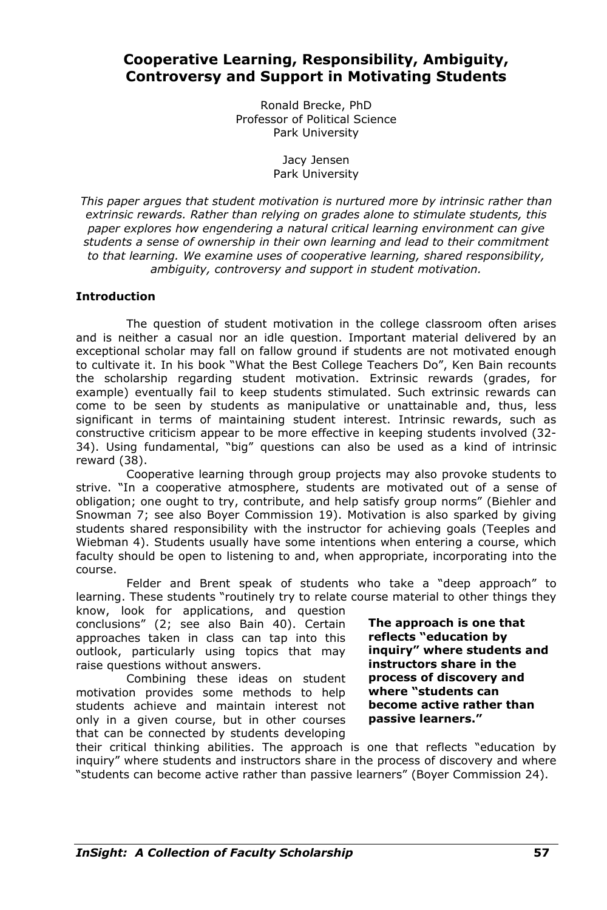# Cooperative Learning, Responsibility, Ambiguity, Controversy and Support in Motivating Students

Ronald Brecke, PhD
Professor of Political Science
Park University

Jacy Jensen
Park University

*This paper argues that student motivation is nurtured more by intrinsic rather than extrinsic rewards. Rather than relying on grades alone to stimulate students, this paper explores how engendering a natural critical learning environment can give students a sense of ownership in their own learning and lead to their commitment to that learning. We examine uses of cooperative learning, shared responsibility, ambiguity, controversy and support in student motivation.*

## Introduction

The question of student motivation in the college classroom often arises and is neither a casual nor an idle question. Important material delivered by an exceptional scholar may fall on fallow ground if students are not motivated enough to cultivate it. In his book "What the Best College Teachers Do", Ken Bain recounts the scholarship regarding student motivation. Extrinsic rewards (grades, for example) eventually fail to keep students stimulated. Such extrinsic rewards can come to be seen by students as manipulative or unattainable and, thus, less significant in terms of maintaining student interest. Intrinsic rewards, such as constructive criticism appear to be more effective in keeping students involved (32-34). Using fundamental, "big" questions can also be used as a kind of intrinsic reward (38).

Cooperative learning through group projects may also provoke students to strive. "In a cooperative atmosphere, students are motivated out of a sense of obligation; one ought to try, contribute, and help satisfy group norms" (Biehler and Snowman 7; see also Boyer Commission 19). Motivation is also sparked by giving students shared responsibility with the instructor for achieving goals (Teeples and Wiebman 4). Students usually have some intentions when entering a course, which faculty should be open to listening to and, when appropriate, incorporating into the course.

Felder and Brent speak of students who take a "deep approach" to learning. These students "routinely try to relate course material to other things they know, look for applications, and question conclusions" (2; see also Bain 40). Certain approaches taken in class can tap into this outlook, particularly using topics that may raise questions without answers.

**The approach is one that reflects "education by inquiry" where students and instructors share in the process of discovery and where "students can become active rather than passive learners."**

Combining these ideas on student motivation provides some methods to help students achieve and maintain interest not only in a given course, but in other courses that can be connected by students developing their critical thinking abilities. The approach is one that reflects "education by inquiry" where students and instructors share in the process of discovery and where "students can become active rather than passive learners" (Boyer Commission 24).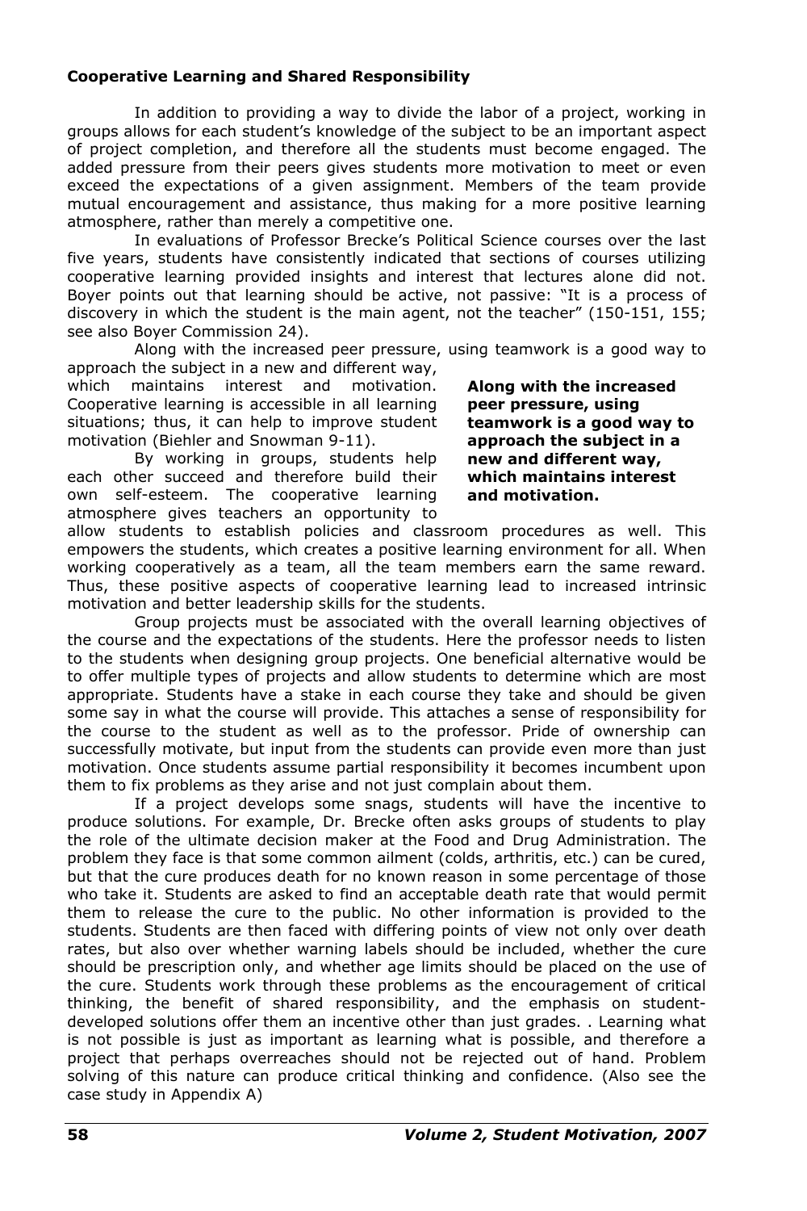**Cooperative Learning and Shared Responsibility**

In addition to providing a way to divide the labor of a project, working in groups allows for each student's knowledge of the subject to be an important aspect of project completion, and therefore all the students must become engaged. The added pressure from their peers gives students more motivation to meet or even exceed the expectations of a given assignment. Members of the team provide mutual encouragement and assistance, thus making for a more positive learning atmosphere, rather than merely a competitive one.

In evaluations of Professor Brecke's Political Science courses over the last five years, students have consistently indicated that sections of courses utilizing cooperative learning provided insights and interest that lectures alone did not. Boyer points out that learning should be active, not passive: "It is a process of discovery in which the student is the main agent, not the teacher" (150-151, 155; see also Boyer Commission 24).

Along with the increased peer pressure, using teamwork is a good way to approach the subject in a new and different way, which maintains interest and motivation. Cooperative learning is accessible in all learning situations; thus, it can help to improve student motivation (Biehler and Snowman 9-11).

**Along with the increased peer pressure, using teamwork is a good way to approach the subject in a new and different way, which maintains interest and motivation.**

By working in groups, students help each other succeed and therefore build their own self-esteem. The cooperative learning atmosphere gives teachers an opportunity to allow students to establish policies and classroom procedures as well. This empowers the students, which creates a positive learning environment for all. When working cooperatively as a team, all the team members earn the same reward. Thus, these positive aspects of cooperative learning lead to increased intrinsic motivation and better leadership skills for the students.

Group projects must be associated with the overall learning objectives of the course and the expectations of the students. Here the professor needs to listen to the students when designing group projects. One beneficial alternative would be to offer multiple types of projects and allow students to determine which are most appropriate. Students have a stake in each course they take and should be given some say in what the course will provide. This attaches a sense of responsibility for the course to the student as well as to the professor. Pride of ownership can successfully motivate, but input from the students can provide even more than just motivation. Once students assume partial responsibility it becomes incumbent upon them to fix problems as they arise and not just complain about them.

If a project develops some snags, students will have the incentive to produce solutions. For example, Dr. Brecke often asks groups of students to play the role of the ultimate decision maker at the Food and Drug Administration. The problem they face is that some common ailment (colds, arthritis, etc.) can be cured, but that the cure produces death for no known reason in some percentage of those who take it. Students are asked to find an acceptable death rate that would permit them to release the cure to the public. No other information is provided to the students. Students are then faced with differing points of view not only over death rates, but also over whether warning labels should be included, whether the cure should be prescription only, and whether age limits should be placed on the use of the cure. Students work through these problems as the encouragement of critical thinking, the benefit of shared responsibility, and the emphasis on student-developed solutions offer them an incentive other than just grades. . Learning what is not possible is just as important as learning what is possible, and therefore a project that perhaps overreaches should not be rejected out of hand. Problem solving of this nature can produce critical thinking and confidence. (Also see the case study in Appendix A)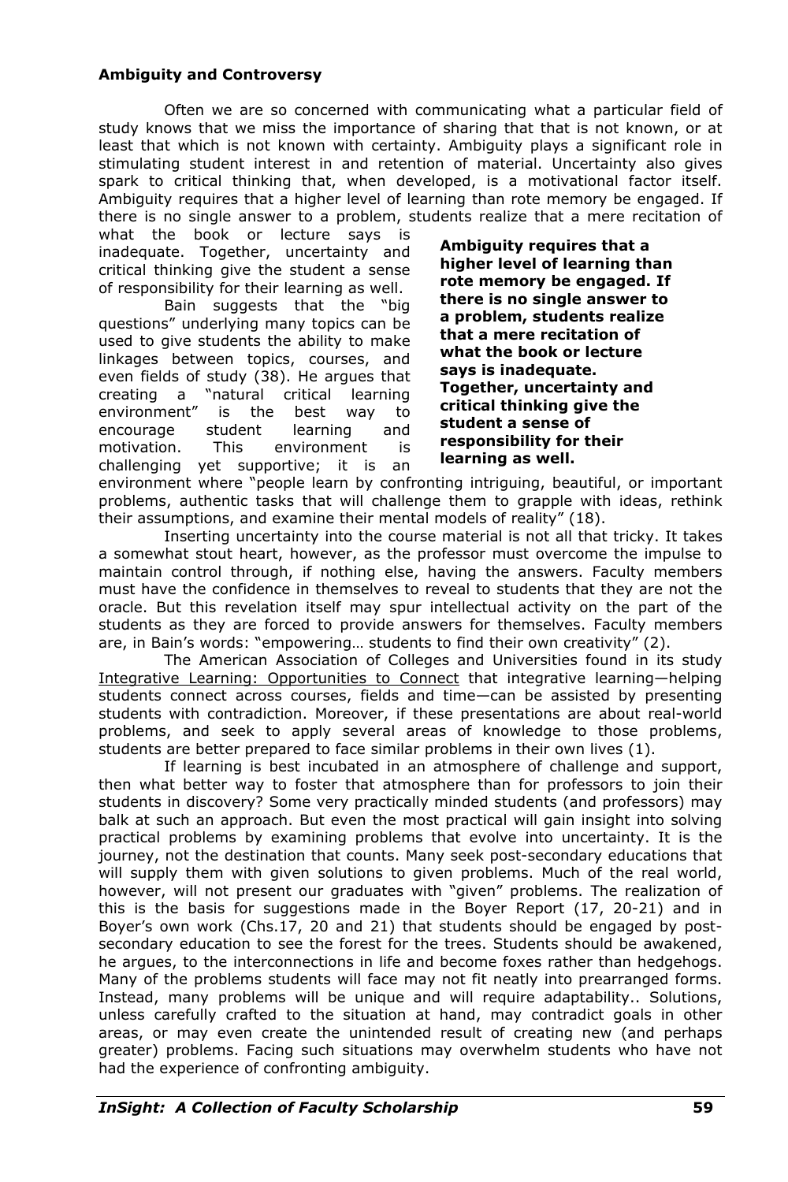**Ambiguity and Controversy**

Often we are so concerned with communicating what a particular field of study knows that we miss the importance of sharing that that is not known, or at least that which is not known with certainty. Ambiguity plays a significant role in stimulating student interest in and retention of material. Uncertainty also gives spark to critical thinking that, when developed, is a motivational factor itself. Ambiguity requires that a higher level of learning than rote memory be engaged. If there is no single answer to a problem, students realize that a mere recitation of what the book or lecture says is inadequate. Together, uncertainty and critical thinking give the student a sense of responsibility for their learning as well.

**Ambiguity requires that a higher level of learning than rote memory be engaged. If there is no single answer to a problem, students realize that a mere recitation of what the book or lecture says is inadequate. Together, uncertainty and critical thinking give the student a sense of responsibility for their learning as well.**

Bain suggests that the "big questions" underlying many topics can be used to give students the ability to make linkages between topics, courses, and even fields of study (38). He argues that creating a "natural critical learning environment" is the best way to encourage student learning and motivation. This environment is challenging yet supportive; it is an environment where "people learn by confronting intriguing, beautiful, or important problems, authentic tasks that will challenge them to grapple with ideas, rethink their assumptions, and examine their mental models of reality" (18).

Inserting uncertainty into the course material is not all that tricky. It takes a somewhat stout heart, however, as the professor must overcome the impulse to maintain control through, if nothing else, having the answers. Faculty members must have the confidence in themselves to reveal to students that they are not the oracle. But this revelation itself may spur intellectual activity on the part of the students as they are forced to provide answers for themselves. Faculty members are, in Bain's words: "empowering… students to find their own creativity" (2).

The American Association of Colleges and Universities found in its study Integrative Learning: Opportunities to Connect that integrative learning—helping students connect across courses, fields and time—can be assisted by presenting students with contradiction. Moreover, if these presentations are about real-world problems, and seek to apply several areas of knowledge to those problems, students are better prepared to face similar problems in their own lives (1).

If learning is best incubated in an atmosphere of challenge and support, then what better way to foster that atmosphere than for professors to join their students in discovery? Some very practically minded students (and professors) may balk at such an approach. But even the most practical will gain insight into solving practical problems by examining problems that evolve into uncertainty. It is the journey, not the destination that counts. Many seek post-secondary educations that will supply them with given solutions to given problems. Much of the real world, however, will not present our graduates with "given" problems. The realization of this is the basis for suggestions made in the Boyer Report (17, 20-21) and in Boyer's own work (Chs.17, 20 and 21) that students should be engaged by post-secondary education to see the forest for the trees. Students should be awakened, he argues, to the interconnections in life and become foxes rather than hedgehogs. Many of the problems students will face may not fit neatly into prearranged forms. Instead, many problems will be unique and will require adaptability.. Solutions, unless carefully crafted to the situation at hand, may contradict goals in other areas, or may even create the unintended result of creating new (and perhaps greater) problems. Facing such situations may overwhelm students who have not had the experience of confronting ambiguity.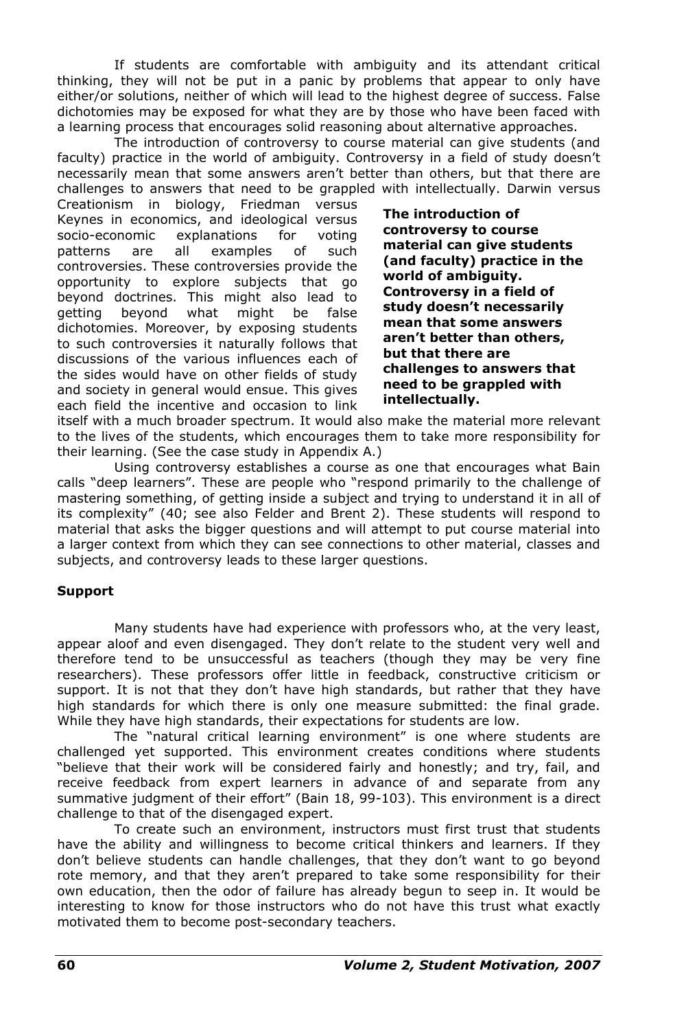If students are comfortable with ambiguity and its attendant critical thinking, they will not be put in a panic by problems that appear to only have either/or solutions, neither of which will lead to the highest degree of success. False dichotomies may be exposed for what they are by those who have been faced with a learning process that encourages solid reasoning about alternative approaches.

The introduction of controversy to course material can give students (and faculty) practice in the world of ambiguity. Controversy in a field of study doesn't necessarily mean that some answers aren't better than others, but that there are challenges to answers that need to be grappled with intellectually. Darwin versus Creationism in biology, Friedman versus Keynes in economics, and ideological versus socio-economic explanations for voting patterns are all examples of such controversies. These controversies provide the opportunity to explore subjects that go beyond doctrines. This might also lead to getting beyond what might be false dichotomies. Moreover, by exposing students to such controversies it naturally follows that discussions of the various influences each of the sides would have on other fields of study and society in general would ensue. This gives each field the incentive and occasion to link itself with a much broader spectrum. It would also make the material more relevant to the lives of the students, which encourages them to take more responsibility for their learning. (See the case study in Appendix A.)

**The introduction of controversy to course material can give students (and faculty) practice in the world of ambiguity. Controversy in a field of study doesn't necessarily mean that some answers aren't better than others, but that there are challenges to answers that need to be grappled with intellectually.**

Using controversy establishes a course as one that encourages what Bain calls "deep learners". These are people who "respond primarily to the challenge of mastering something, of getting inside a subject and trying to understand it in all of its complexity" (40; see also Felder and Brent 2). These students will respond to material that asks the bigger questions and will attempt to put course material into a larger context from which they can see connections to other material, classes and subjects, and controversy leads to these larger questions.

**Support**

Many students have had experience with professors who, at the very least, appear aloof and even disengaged. They don't relate to the student very well and therefore tend to be unsuccessful as teachers (though they may be very fine researchers). These professors offer little in feedback, constructive criticism or support. It is not that they don't have high standards, but rather that they have high standards for which there is only one measure submitted: the final grade. While they have high standards, their expectations for students are low.

The "natural critical learning environment" is one where students are challenged yet supported. This environment creates conditions where students "believe that their work will be considered fairly and honestly; and try, fail, and receive feedback from expert learners in advance of and separate from any summative judgment of their effort" (Bain 18, 99-103). This environment is a direct challenge to that of the disengaged expert.

To create such an environment, instructors must first trust that students have the ability and willingness to become critical thinkers and learners. If they don't believe students can handle challenges, that they don't want to go beyond rote memory, and that they aren't prepared to take some responsibility for their own education, then the odor of failure has already begun to seep in. It would be interesting to know for those instructors who do not have this trust what exactly motivated them to become post-secondary teachers.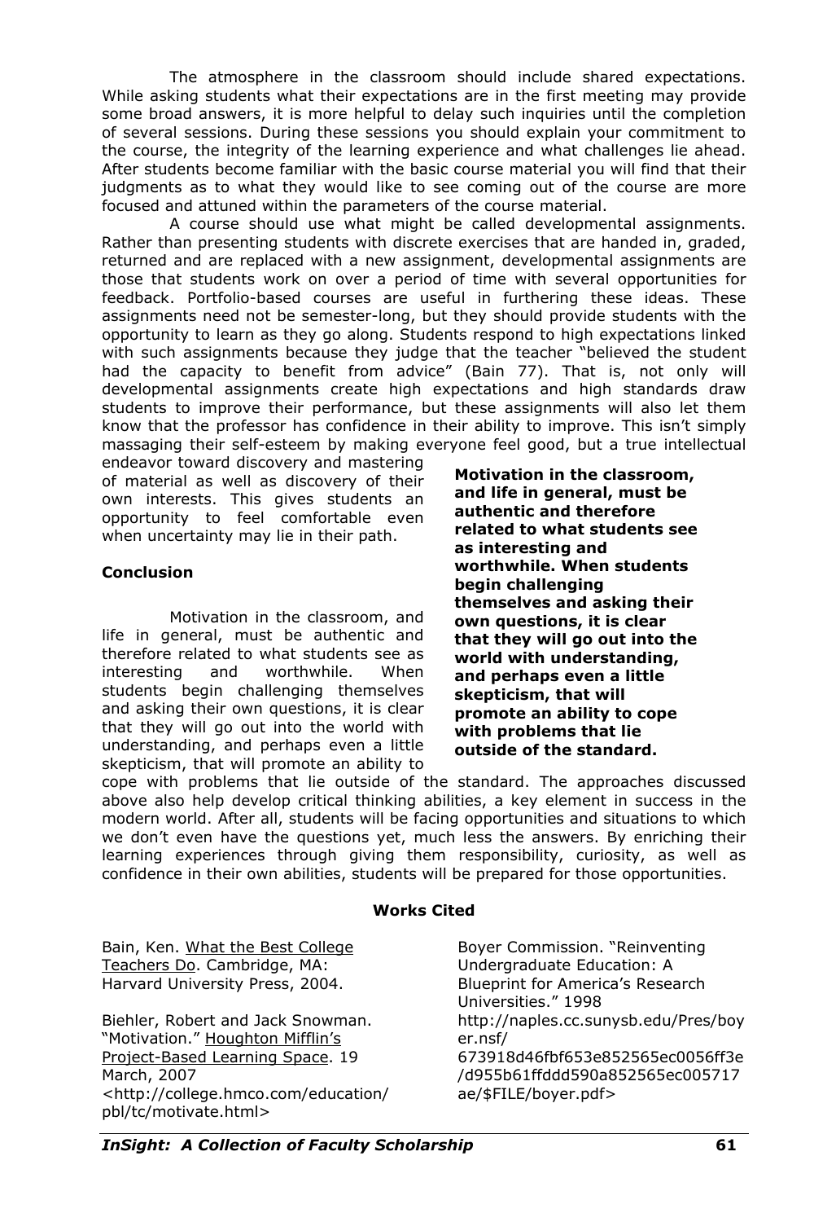The atmosphere in the classroom should include shared expectations. While asking students what their expectations are in the first meeting may provide some broad answers, it is more helpful to delay such inquiries until the completion of several sessions. During these sessions you should explain your commitment to the course, the integrity of the learning experience and what challenges lie ahead. After students become familiar with the basic course material you will find that their judgments as to what they would like to see coming out of the course are more focused and attuned within the parameters of the course material.

A course should use what might be called developmental assignments. Rather than presenting students with discrete exercises that are handed in, graded, returned and are replaced with a new assignment, developmental assignments are those that students work on over a period of time with several opportunities for feedback. Portfolio-based courses are useful in furthering these ideas. These assignments need not be semester-long, but they should provide students with the opportunity to learn as they go along. Students respond to high expectations linked with such assignments because they judge that the teacher "believed the student had the capacity to benefit from advice" (Bain 77). That is, not only will developmental assignments create high expectations and high standards draw students to improve their performance, but these assignments will also let them know that the professor has confidence in their ability to improve. This isn't simply massaging their self-esteem by making everyone feel good, but a true intellectual endeavor toward discovery and mastering of material as well as discovery of their own interests. This gives students an opportunity to feel comfortable even when uncertainty may lie in their path.

**Motivation in the classroom, and life in general, must be authentic and therefore related to what students see as interesting and worthwhile. When students begin challenging themselves and asking their own questions, it is clear that they will go out into the world with understanding, and perhaps even a little skepticism, that will promote an ability to cope with problems that lie outside of the standard.**

## Conclusion

Motivation in the classroom, and life in general, must be authentic and therefore related to what students see as interesting and worthwhile. When students begin challenging themselves and asking their own questions, it is clear that they will go out into the world with understanding, and perhaps even a little skepticism, that will promote an ability to cope with problems that lie outside of the standard. The approaches discussed above also help develop critical thinking abilities, a key element in success in the modern world. After all, students will be facing opportunities and situations to which we don't even have the questions yet, much less the answers. By enriching their learning experiences through giving them responsibility, curiosity, as well as confidence in their own abilities, students will be prepared for those opportunities.

## Works Cited

Bain, Ken. What the Best College Teachers Do. Cambridge, MA: Harvard University Press, 2004.

Biehler, Robert and Jack Snowman. "Motivation." Houghton Mifflin's Project-Based Learning Space. 19 March, 2007 <http://college.hmco.com/education/pbl/tc/motivate.html>

Boyer Commission. "Reinventing Undergraduate Education: A Blueprint for America's Research Universities." 1998 http://naples.cc.sunysb.edu/Pres/boyer.nsf/673918d46fbf653e852565ec0056ff3e/d955b61ffddd590a852565ec005717ae/$FILE/boyer.pdf>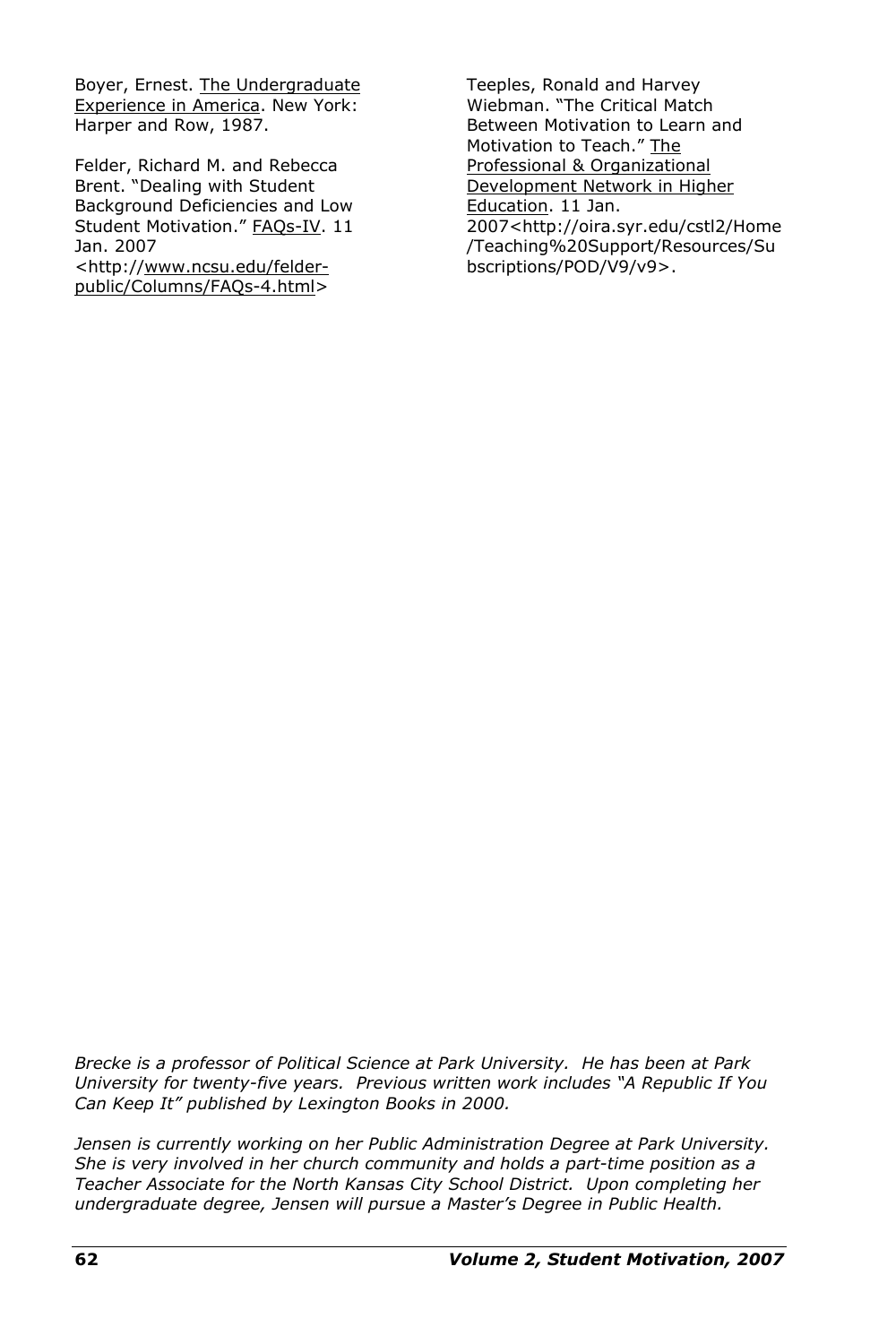Boyer, Ernest. The Undergraduate Experience in America. New York: Harper and Row, 1987.

Felder, Richard M. and Rebecca Brent. "Dealing with Student Background Deficiencies and Low Student Motivation." FAQs-IV. 11 Jan. 2007 <http://www.ncsu.edu/felder-public/Columns/FAQs-4.html>

Teeples, Ronald and Harvey Wiebman. "The Critical Match Between Motivation to Learn and Motivation to Teach." The Professional & Organizational Development Network in Higher Education. 11 Jan. 2007<http://oira.syr.edu/cstl2/Home/Teaching%20Support/Resources/Subscriptions/POD/V9/v9>.

*Brecke is a professor of Political Science at Park University. He has been at Park University for twenty-five years. Previous written work includes "A Republic If You Can Keep It" published by Lexington Books in 2000.*

*Jensen is currently working on her Public Administration Degree at Park University. She is very involved in her church community and holds a part-time position as a Teacher Associate for the North Kansas City School District. Upon completing her undergraduate degree, Jensen will pursue a Master's Degree in Public Health.*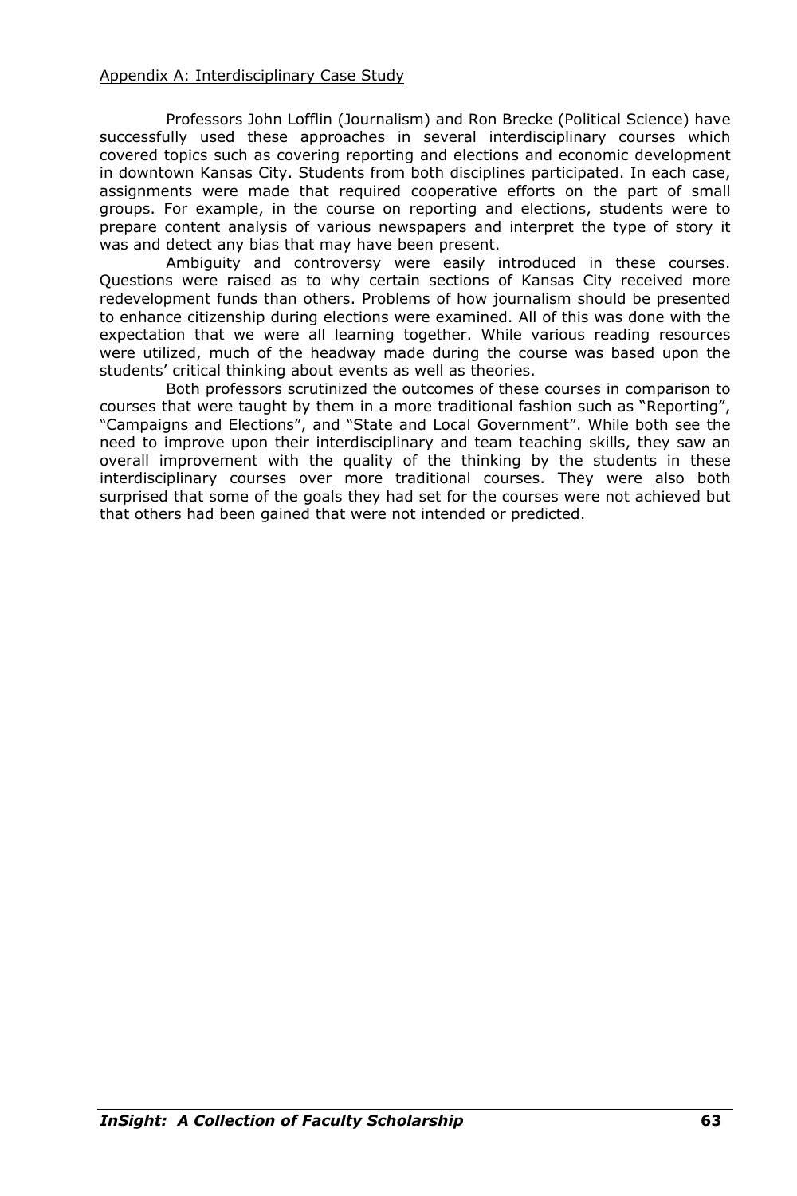Appendix A: Interdisciplinary Case Study

Professors John Lofflin (Journalism) and Ron Brecke (Political Science) have successfully used these approaches in several interdisciplinary courses which covered topics such as covering reporting and elections and economic development in downtown Kansas City. Students from both disciplines participated. In each case, assignments were made that required cooperative efforts on the part of small groups. For example, in the course on reporting and elections, students were to prepare content analysis of various newspapers and interpret the type of story it was and detect any bias that may have been present.

Ambiguity and controversy were easily introduced in these courses. Questions were raised as to why certain sections of Kansas City received more redevelopment funds than others. Problems of how journalism should be presented to enhance citizenship during elections were examined. All of this was done with the expectation that we were all learning together. While various reading resources were utilized, much of the headway made during the course was based upon the students' critical thinking about events as well as theories.

Both professors scrutinized the outcomes of these courses in comparison to courses that were taught by them in a more traditional fashion such as "Reporting", "Campaigns and Elections", and "State and Local Government". While both see the need to improve upon their interdisciplinary and team teaching skills, they saw an overall improvement with the quality of the thinking by the students in these interdisciplinary courses over more traditional courses. They were also both surprised that some of the goals they had set for the courses were not achieved but that others had been gained that were not intended or predicted.